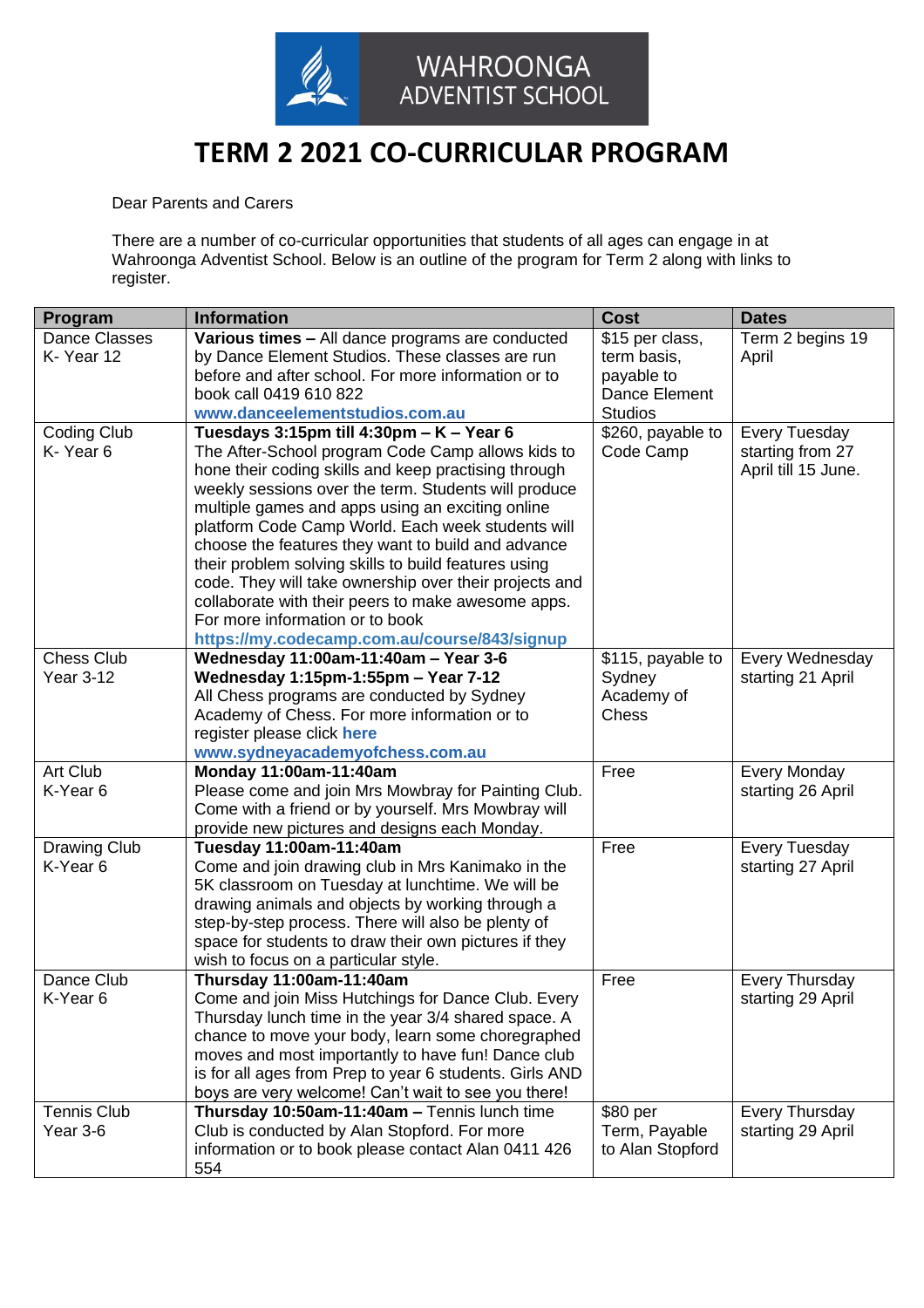WAHROONGA ADVENTIST SCHOOL

# TERM 2 2021 CO-CURRICULAR PROGRAM

Dear Parents and Carers

There are a number of co-curricular opportunities that students of all ages can engage in at Wahroonga Adventist School. Below is an outline of the program for Term 2 along with links to register.

| Program | Information | Cost | Dates |
|---|---|---|---|
| Dance Classes K- Year 12 | **Various times –** All dance programs are conducted by Dance Element Studios. These classes are run before and after school. For more information or to book call 0419 610 822 **www.danceelementstudios.com.au** | $15 per class, term basis, payable to Dance Element Studios | Term 2 begins 19 April |
| Coding Club K- Year 6 | **Tuesdays 3:15pm till 4:30pm – K – Year 6** The After-School program Code Camp allows kids to hone their coding skills and keep practising through weekly sessions over the term. Students will produce multiple games and apps using an exciting online platform Code Camp World. Each week students will choose the features they want to build and advance their problem solving skills to build features using code. They will take ownership over their projects and collaborate with their peers to make awesome apps. For more information or to book **https://my.codecamp.com.au/course/843/signup** | $260, payable to Code Camp | Every Tuesday starting from 27 April till 15 June. |
| Chess Club Year 3-12 | **Wednesday 11:00am-11:40am – Year 3-6** **Wednesday 1:15pm-1:55pm – Year 7-12** All Chess programs are conducted by Sydney Academy of Chess. For more information or to register please click **here** **www.sydneyacademyofchess.com.au** | $115, payable to Sydney Academy of Chess | Every Wednesday starting 21 April |
| Art Club K-Year 6 | **Monday 11:00am-11:40am** Please come and join Mrs Mowbray for Painting Club. Come with a friend or by yourself. Mrs Mowbray will provide new pictures and designs each Monday. | Free | Every Monday starting 26 April |
| Drawing Club K-Year 6 | **Tuesday 11:00am-11:40am** Come and join drawing club in Mrs Kanimako in the 5K classroom on Tuesday at lunchtime. We will be drawing animals and objects by working through a step-by-step process. There will also be plenty of space for students to draw their own pictures if they wish to focus on a particular style. | Free | Every Tuesday starting 27 April |
| Dance Club K-Year 6 | **Thursday 11:00am-11:40am** Come and join Miss Hutchings for Dance Club. Every Thursday lunch time in the year 3/4 shared space. A chance to move your body, learn some choregraphed moves and most importantly to have fun! Dance club is for all ages from Prep to year 6 students. Girls AND boys are very welcome! Can't wait to see you there! | Free | Every Thursday starting 29 April |
| Tennis Club Year 3-6 | **Thursday 10:50am-11:40am –** Tennis lunch time Club is conducted by Alan Stopford. For more information or to book please contact Alan 0411 426 554 | $80 per Term, Payable to Alan Stopford | Every Thursday starting 29 April |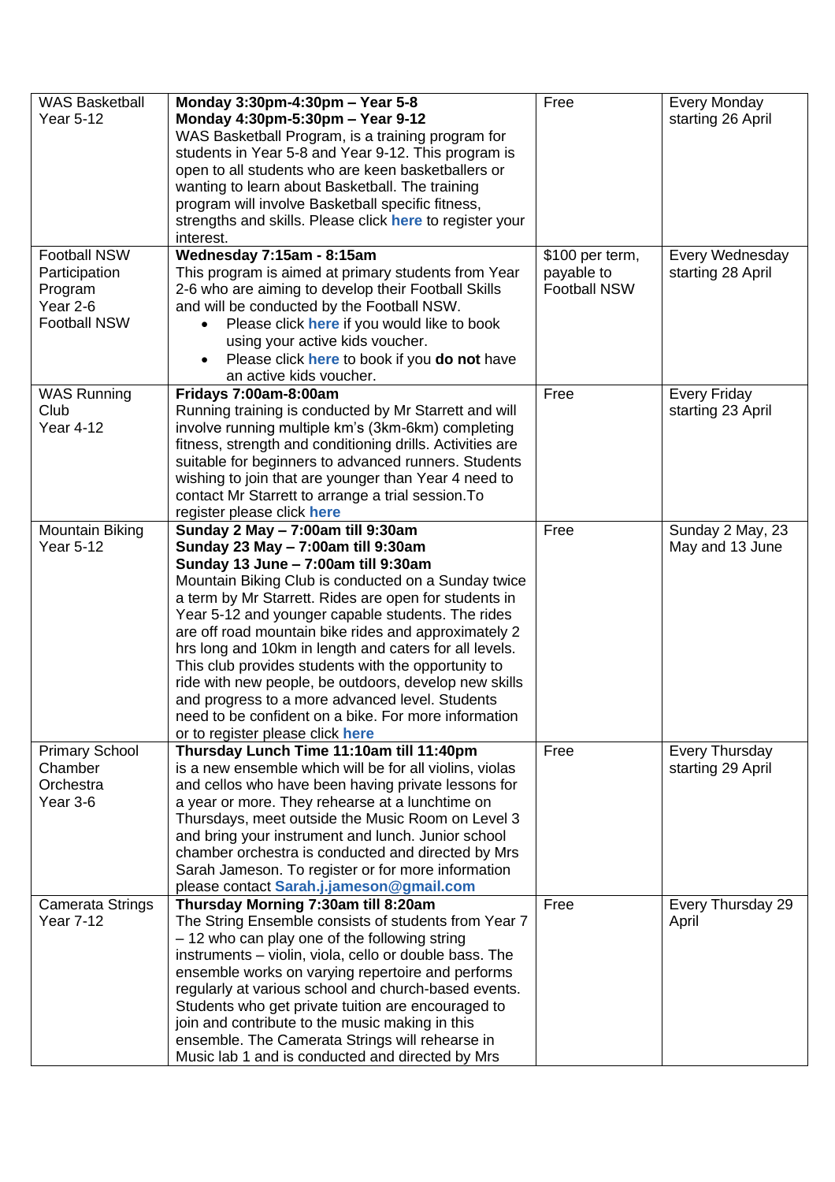| | | | |
|---|---|---|---|
| WAS Basketball Year 5-12 | **Monday 3:30pm-4:30pm – Year 5-8** **Monday 4:30pm-5:30pm – Year 9-12** WAS Basketball Program, is a training program for students in Year 5-8 and Year 9-12. This program is open to all students who are keen basketballers or wanting to learn about Basketball. The training program will involve Basketball specific fitness, strengths and skills. Please click **here** to register your interest. | Free | Every Monday starting 26 April |
| Football NSW Participation Program Year 2-6 Football NSW | **Wednesday 7:15am - 8:15am** This program is aimed at primary students from Year 2-6 who are aiming to develop their Football Skills and will be conducted by the Football NSW. • Please click **here** if you would like to book using your active kids voucher. • Please click **here** to book if you **do not** have an active kids voucher. | $100 per term, payable to Football NSW | Every Wednesday starting 28 April |
| WAS Running Club Year 4-12 | **Fridays 7:00am-8:00am** Running training is conducted by Mr Starrett and will involve running multiple km's (3km-6km) completing fitness, strength and conditioning drills. Activities are suitable for beginners to advanced runners. Students wishing to join that are younger than Year 4 need to contact Mr Starrett to arrange a trial session.To register please click **here** | Free | Every Friday starting 23 April |
| Mountain Biking Year 5-12 | **Sunday 2 May – 7:00am till 9:30am** **Sunday 23 May – 7:00am till 9:30am** **Sunday 13 June – 7:00am till 9:30am** Mountain Biking Club is conducted on a Sunday twice a term by Mr Starrett. Rides are open for students in Year 5-12 and younger capable students. The rides are off road mountain bike rides and approximately 2 hrs long and 10km in length and caters for all levels. This club provides students with the opportunity to ride with new people, be outdoors, develop new skills and progress to a more advanced level. Students need to be confident on a bike. For more information or to register please click **here** | Free | Sunday 2 May, 23 May and 13 June |
| Primary School Chamber Orchestra Year 3-6 | **Thursday Lunch Time 11:10am till 11:40pm** is a new ensemble which will be for all violins, violas and cellos who have been having private lessons for a year or more. They rehearse at a lunchtime on Thursdays, meet outside the Music Room on Level 3 and bring your instrument and lunch. Junior school chamber orchestra is conducted and directed by Mrs Sarah Jameson. To register or for more information please contact **Sarah.j.jameson@gmail.com** | Free | Every Thursday starting 29 April |
| Camerata Strings Year 7-12 | **Thursday Morning 7:30am till 8:20am** The String Ensemble consists of students from Year 7 – 12 who can play one of the following string instruments – violin, viola, cello or double bass. The ensemble works on varying repertoire and performs regularly at various school and church-based events. Students who get private tuition are encouraged to join and contribute to the music making in this ensemble. The Camerata Strings will rehearse in Music lab 1 and is conducted and directed by Mrs | Free | Every Thursday 29 April |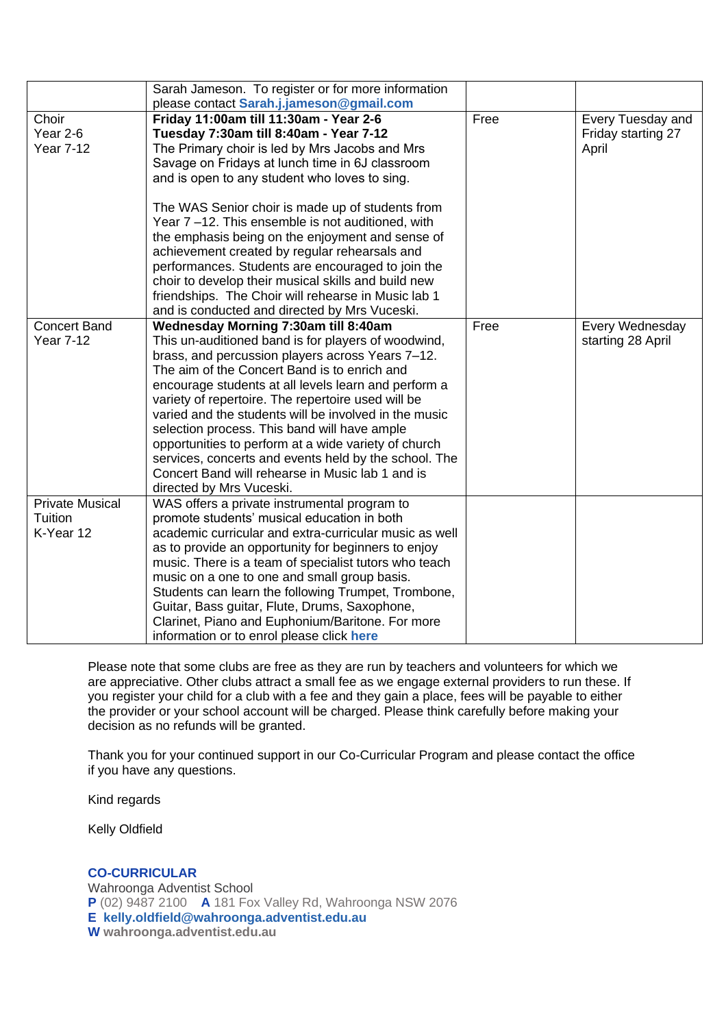| | | | |
|---|---|---|---|
| | Sarah Jameson. To register or for more information please contact **Sarah.j.jameson@gmail.com** | | |
| Choir<br>Year 2-6<br>Year 7-12 | **Friday 11:00am till 11:30am - Year 2-6**<br>**Tuesday 7:30am till 8:40am - Year 7-12**<br>The Primary choir is led by Mrs Jacobs and Mrs Savage on Fridays at lunch time in 6J classroom and is open to any student who loves to sing.<br><br>The WAS Senior choir is made up of students from Year 7 –12. This ensemble is not auditioned, with the emphasis being on the enjoyment and sense of achievement created by regular rehearsals and performances. Students are encouraged to join the choir to develop their musical skills and build new friendships. The Choir will rehearse in Music lab 1 and is conducted and directed by Mrs Vuceski. | Free | Every Tuesday and Friday starting 27 April |
| Concert Band<br>Year 7-12 | **Wednesday Morning 7:30am till 8:40am**<br>This un-auditioned band is for players of woodwind, brass, and percussion players across Years 7–12. The aim of the Concert Band is to enrich and encourage students at all levels learn and perform a variety of repertoire. The repertoire used will be varied and the students will be involved in the music selection process. This band will have ample opportunities to perform at a wide variety of church services, concerts and events held by the school. The Concert Band will rehearse in Music lab 1 and is directed by Mrs Vuceski. | Free | Every Wednesday starting 28 April |
| Private Musical Tuition<br>K-Year 12 | WAS offers a private instrumental program to promote students' musical education in both academic curricular and extra-curricular music as well as to provide an opportunity for beginners to enjoy music. There is a team of specialist tutors who teach music on a one to one and small group basis. Students can learn the following Trumpet, Trombone, Guitar, Bass guitar, Flute, Drums, Saxophone, Clarinet, Piano and Euphonium/Baritone. For more information or to enrol please click **here** | | |

Please note that some clubs are free as they are run by teachers and volunteers for which we are appreciative. Other clubs attract a small fee as we engage external providers to run these. If you register your child for a club with a fee and they gain a place, fees will be payable to either the provider or your school account will be charged. Please think carefully before making your decision as no refunds will be granted.

Thank you for your continued support in our Co-Curricular Program and please contact the office if you have any questions.

Kind regards

Kelly Oldfield

**CO-CURRICULAR**
Wahroonga Adventist School
**P** (02) 9487 2100 **A** 181 Fox Valley Rd, Wahroonga NSW 2076
**E** **kelly.oldfield@wahroonga.adventist.edu.au**
**W** **wahroonga.adventist.edu.au**